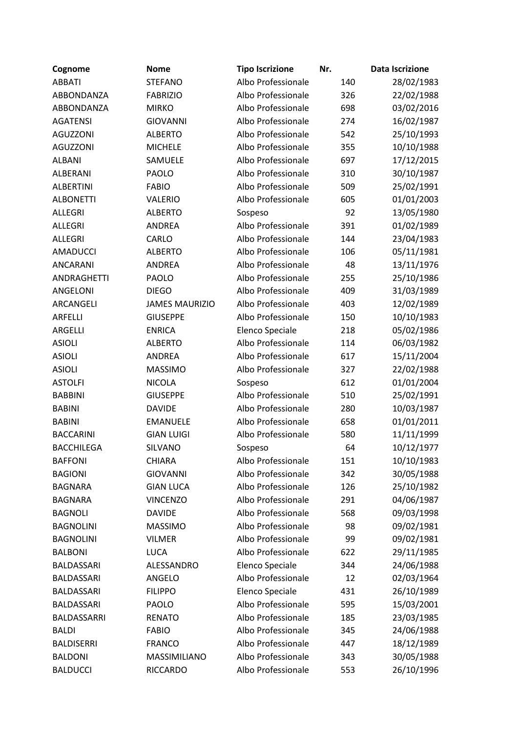| Cognome | Nome | Tipo Iscrizione | Nr. | Data Iscrizione |
|---|---|---|---|---|
| ABBATI | STEFANO | Albo Professionale | 140 | 28/02/1983 |
| ABBONDANZA | FABRIZIO | Albo Professionale | 326 | 22/02/1988 |
| ABBONDANZA | MIRKO | Albo Professionale | 698 | 03/02/2016 |
| AGATENSI | GIOVANNI | Albo Professionale | 274 | 16/02/1987 |
| AGUZZONI | ALBERTO | Albo Professionale | 542 | 25/10/1993 |
| AGUZZONI | MICHELE | Albo Professionale | 355 | 10/10/1988 |
| ALBANI | SAMUELE | Albo Professionale | 697 | 17/12/2015 |
| ALBERANI | PAOLO | Albo Professionale | 310 | 30/10/1987 |
| ALBERTINI | FABIO | Albo Professionale | 509 | 25/02/1991 |
| ALBONETTI | VALERIO | Albo Professionale | 605 | 01/01/2003 |
| ALLEGRI | ALBERTO | Sospeso | 92 | 13/05/1980 |
| ALLEGRI | ANDREA | Albo Professionale | 391 | 01/02/1989 |
| ALLEGRI | CARLO | Albo Professionale | 144 | 23/04/1983 |
| AMADUCCI | ALBERTO | Albo Professionale | 106 | 05/11/1981 |
| ANCARANI | ANDREA | Albo Professionale | 48 | 13/11/1976 |
| ANDRAGHETTI | PAOLO | Albo Professionale | 255 | 25/10/1986 |
| ANGELONI | DIEGO | Albo Professionale | 409 | 31/03/1989 |
| ARCANGELI | JAMES MAURIZIO | Albo Professionale | 403 | 12/02/1989 |
| ARFELLI | GIUSEPPE | Albo Professionale | 150 | 10/10/1983 |
| ARGELLI | ENRICA | Elenco Speciale | 218 | 05/02/1986 |
| ASIOLI | ALBERTO | Albo Professionale | 114 | 06/03/1982 |
| ASIOLI | ANDREA | Albo Professionale | 617 | 15/11/2004 |
| ASIOLI | MASSIMO | Albo Professionale | 327 | 22/02/1988 |
| ASTOLFI | NICOLA | Sospeso | 612 | 01/01/2004 |
| BABBINI | GIUSEPPE | Albo Professionale | 510 | 25/02/1991 |
| BABINI | DAVIDE | Albo Professionale | 280 | 10/03/1987 |
| BABINI | EMANUELE | Albo Professionale | 658 | 01/01/2011 |
| BACCARINI | GIAN LUIGI | Albo Professionale | 580 | 11/11/1999 |
| BACCHILEGA | SILVANO | Sospeso | 64 | 10/12/1977 |
| BAFFONI | CHIARA | Albo Professionale | 151 | 10/10/1983 |
| BAGIONI | GIOVANNI | Albo Professionale | 342 | 30/05/1988 |
| BAGNARA | GIAN LUCA | Albo Professionale | 126 | 25/10/1982 |
| BAGNARA | VINCENZO | Albo Professionale | 291 | 04/06/1987 |
| BAGNOLI | DAVIDE | Albo Professionale | 568 | 09/03/1998 |
| BAGNOLINI | MASSIMO | Albo Professionale | 98 | 09/02/1981 |
| BAGNOLINI | VILMER | Albo Professionale | 99 | 09/02/1981 |
| BALBONI | LUCA | Albo Professionale | 622 | 29/11/1985 |
| BALDASSARI | ALESSANDRO | Elenco Speciale | 344 | 24/06/1988 |
| BALDASSARI | ANGELO | Albo Professionale | 12 | 02/03/1964 |
| BALDASSARI | FILIPPO | Elenco Speciale | 431 | 26/10/1989 |
| BALDASSARI | PAOLO | Albo Professionale | 595 | 15/03/2001 |
| BALDASSARRI | RENATO | Albo Professionale | 185 | 23/03/1985 |
| BALDI | FABIO | Albo Professionale | 345 | 24/06/1988 |
| BALDISERRI | FRANCO | Albo Professionale | 447 | 18/12/1989 |
| BALDONI | MASSIMILIANO | Albo Professionale | 343 | 30/05/1988 |
| BALDUCCI | RICCARDO | Albo Professionale | 553 | 26/10/1996 |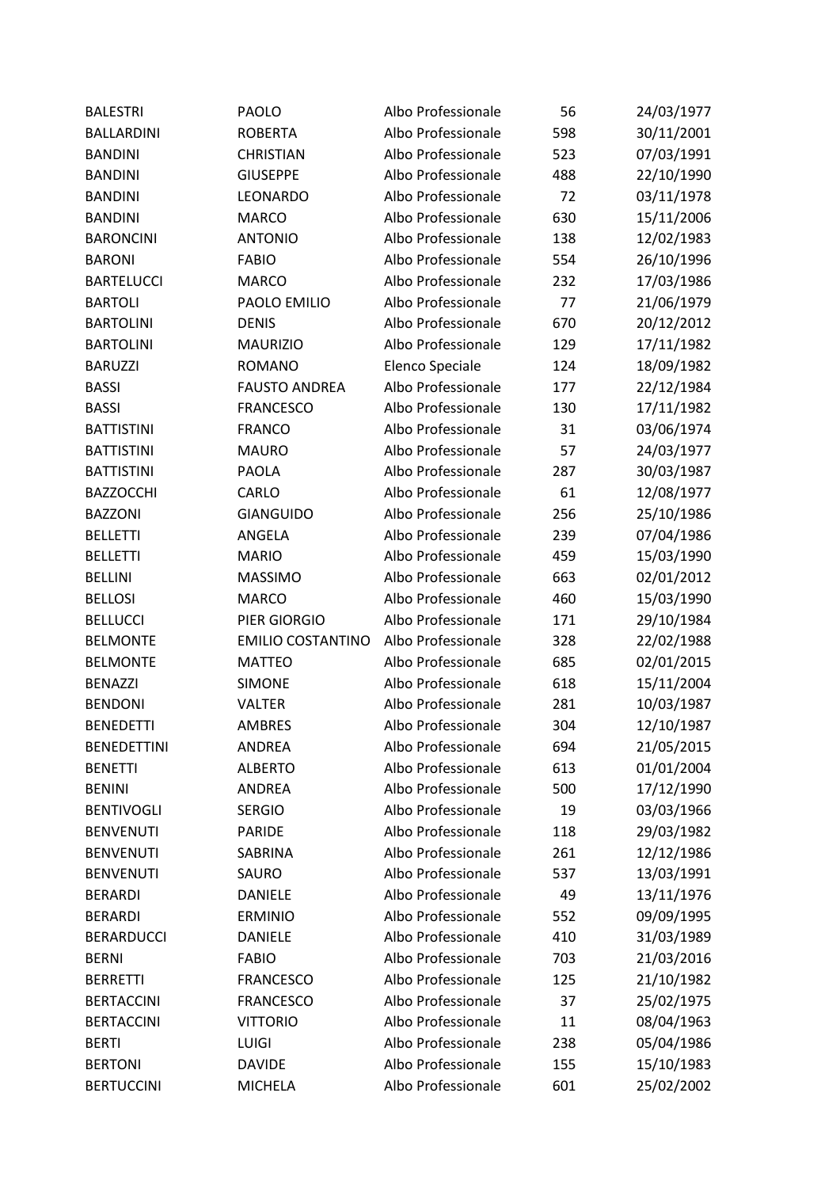| BALESTRI | PAOLO | Albo Professionale | 56 | 24/03/1977 |
|---|---|---|---|---|
| BALLARDINI | ROBERTA | Albo Professionale | 598 | 30/11/2001 |
| BANDINI | CHRISTIAN | Albo Professionale | 523 | 07/03/1991 |
| BANDINI | GIUSEPPE | Albo Professionale | 488 | 22/10/1990 |
| BANDINI | LEONARDO | Albo Professionale | 72 | 03/11/1978 |
| BANDINI | MARCO | Albo Professionale | 630 | 15/11/2006 |
| BARONCINI | ANTONIO | Albo Professionale | 138 | 12/02/1983 |
| BARONI | FABIO | Albo Professionale | 554 | 26/10/1996 |
| BARTELUCCI | MARCO | Albo Professionale | 232 | 17/03/1986 |
| BARTOLI | PAOLO EMILIO | Albo Professionale | 77 | 21/06/1979 |
| BARTOLINI | DENIS | Albo Professionale | 670 | 20/12/2012 |
| BARTOLINI | MAURIZIO | Albo Professionale | 129 | 17/11/1982 |
| BARUZZI | ROMANO | Elenco Speciale | 124 | 18/09/1982 |
| BASSI | FAUSTO ANDREA | Albo Professionale | 177 | 22/12/1984 |
| BASSI | FRANCESCO | Albo Professionale | 130 | 17/11/1982 |
| BATTISTINI | FRANCO | Albo Professionale | 31 | 03/06/1974 |
| BATTISTINI | MAURO | Albo Professionale | 57 | 24/03/1977 |
| BATTISTINI | PAOLA | Albo Professionale | 287 | 30/03/1987 |
| BAZZOCCHI | CARLO | Albo Professionale | 61 | 12/08/1977 |
| BAZZONI | GIANGUIDO | Albo Professionale | 256 | 25/10/1986 |
| BELLETTI | ANGELA | Albo Professionale | 239 | 07/04/1986 |
| BELLETTI | MARIO | Albo Professionale | 459 | 15/03/1990 |
| BELLINI | MASSIMO | Albo Professionale | 663 | 02/01/2012 |
| BELLOSI | MARCO | Albo Professionale | 460 | 15/03/1990 |
| BELLUCCI | PIER GIORGIO | Albo Professionale | 171 | 29/10/1984 |
| BELMONTE | EMILIO COSTANTINO | Albo Professionale | 328 | 22/02/1988 |
| BELMONTE | MATTEO | Albo Professionale | 685 | 02/01/2015 |
| BENAZZI | SIMONE | Albo Professionale | 618 | 15/11/2004 |
| BENDONI | VALTER | Albo Professionale | 281 | 10/03/1987 |
| BENEDETTI | AMBRES | Albo Professionale | 304 | 12/10/1987 |
| BENEDETTINI | ANDREA | Albo Professionale | 694 | 21/05/2015 |
| BENETTI | ALBERTO | Albo Professionale | 613 | 01/01/2004 |
| BENINI | ANDREA | Albo Professionale | 500 | 17/12/1990 |
| BENTIVOGLI | SERGIO | Albo Professionale | 19 | 03/03/1966 |
| BENVENUTI | PARIDE | Albo Professionale | 118 | 29/03/1982 |
| BENVENUTI | SABRINA | Albo Professionale | 261 | 12/12/1986 |
| BENVENUTI | SAURO | Albo Professionale | 537 | 13/03/1991 |
| BERARDI | DANIELE | Albo Professionale | 49 | 13/11/1976 |
| BERARDI | ERMINIO | Albo Professionale | 552 | 09/09/1995 |
| BERARDUCCI | DANIELE | Albo Professionale | 410 | 31/03/1989 |
| BERNI | FABIO | Albo Professionale | 703 | 21/03/2016 |
| BERRETTI | FRANCESCO | Albo Professionale | 125 | 21/10/1982 |
| BERTACCINI | FRANCESCO | Albo Professionale | 37 | 25/02/1975 |
| BERTACCINI | VITTORIO | Albo Professionale | 11 | 08/04/1963 |
| BERTI | LUIGI | Albo Professionale | 238 | 05/04/1986 |
| BERTONI | DAVIDE | Albo Professionale | 155 | 15/10/1983 |
| BERTUCCINI | MICHELA | Albo Professionale | 601 | 25/02/2002 |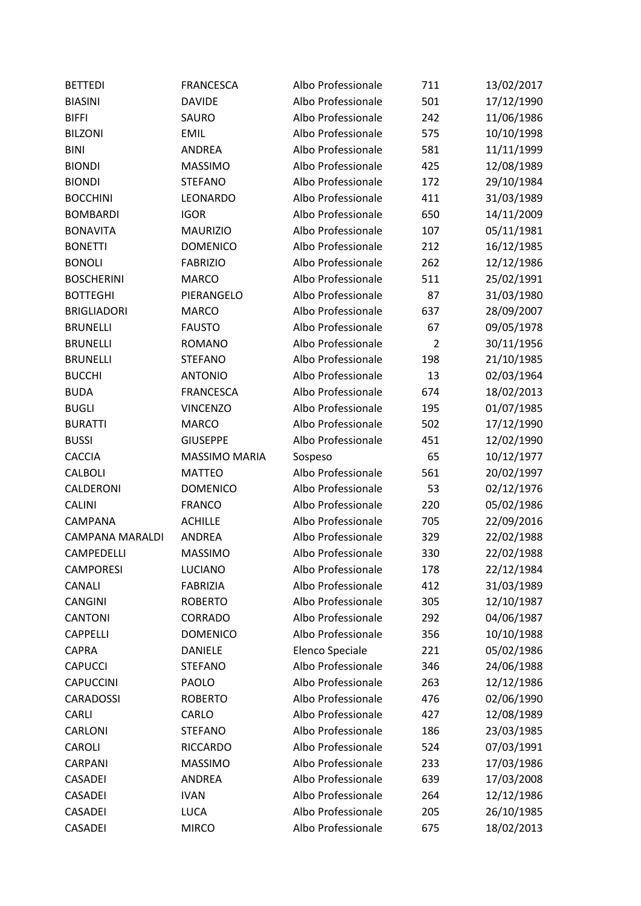| | | | | |
|---|---|---|---|---|
| BETTEDI | FRANCESCA | Albo Professionale | 711 | 13/02/2017 |
| BIASINI | DAVIDE | Albo Professionale | 501 | 17/12/1990 |
| BIFFI | SAURO | Albo Professionale | 242 | 11/06/1986 |
| BILZONI | EMIL | Albo Professionale | 575 | 10/10/1998 |
| BINI | ANDREA | Albo Professionale | 581 | 11/11/1999 |
| BIONDI | MASSIMO | Albo Professionale | 425 | 12/08/1989 |
| BIONDI | STEFANO | Albo Professionale | 172 | 29/10/1984 |
| BOCCHINI | LEONARDO | Albo Professionale | 411 | 31/03/1989 |
| BOMBARDI | IGOR | Albo Professionale | 650 | 14/11/2009 |
| BONAVITA | MAURIZIO | Albo Professionale | 107 | 05/11/1981 |
| BONETTI | DOMENICO | Albo Professionale | 212 | 16/12/1985 |
| BONOLI | FABRIZIO | Albo Professionale | 262 | 12/12/1986 |
| BOSCHERINI | MARCO | Albo Professionale | 511 | 25/02/1991 |
| BOTTEGHI | PIERANGELO | Albo Professionale | 87 | 31/03/1980 |
| BRIGLIADORI | MARCO | Albo Professionale | 637 | 28/09/2007 |
| BRUNELLI | FAUSTO | Albo Professionale | 67 | 09/05/1978 |
| BRUNELLI | ROMANO | Albo Professionale | 2 | 30/11/1956 |
| BRUNELLI | STEFANO | Albo Professionale | 198 | 21/10/1985 |
| BUCCHI | ANTONIO | Albo Professionale | 13 | 02/03/1964 |
| BUDA | FRANCESCA | Albo Professionale | 674 | 18/02/2013 |
| BUGLI | VINCENZO | Albo Professionale | 195 | 01/07/1985 |
| BURATTI | MARCO | Albo Professionale | 502 | 17/12/1990 |
| BUSSI | GIUSEPPE | Albo Professionale | 451 | 12/02/1990 |
| CACCIA | MASSIMO MARIA | Sospeso | 65 | 10/12/1977 |
| CALBOLI | MATTEO | Albo Professionale | 561 | 20/02/1997 |
| CALDERONI | DOMENICO | Albo Professionale | 53 | 02/12/1976 |
| CALINI | FRANCO | Albo Professionale | 220 | 05/02/1986 |
| CAMPANA | ACHILLE | Albo Professionale | 705 | 22/09/2016 |
| CAMPANA MARALDI | ANDREA | Albo Professionale | 329 | 22/02/1988 |
| CAMPEDELLI | MASSIMO | Albo Professionale | 330 | 22/02/1988 |
| CAMPORESI | LUCIANO | Albo Professionale | 178 | 22/12/1984 |
| CANALI | FABRIZIA | Albo Professionale | 412 | 31/03/1989 |
| CANGINI | ROBERTO | Albo Professionale | 305 | 12/10/1987 |
| CANTONI | CORRADO | Albo Professionale | 292 | 04/06/1987 |
| CAPPELLI | DOMENICO | Albo Professionale | 356 | 10/10/1988 |
| CAPRA | DANIELE | Elenco Speciale | 221 | 05/02/1986 |
| CAPUCCI | STEFANO | Albo Professionale | 346 | 24/06/1988 |
| CAPUCCINI | PAOLO | Albo Professionale | 263 | 12/12/1986 |
| CARADOSSI | ROBERTO | Albo Professionale | 476 | 02/06/1990 |
| CARLI | CARLO | Albo Professionale | 427 | 12/08/1989 |
| CARLONI | STEFANO | Albo Professionale | 186 | 23/03/1985 |
| CAROLI | RICCARDO | Albo Professionale | 524 | 07/03/1991 |
| CARPANI | MASSIMO | Albo Professionale | 233 | 17/03/1986 |
| CASADEI | ANDREA | Albo Professionale | 639 | 17/03/2008 |
| CASADEI | IVAN | Albo Professionale | 264 | 12/12/1986 |
| CASADEI | LUCA | Albo Professionale | 205 | 26/10/1985 |
| CASADEI | MIRCO | Albo Professionale | 675 | 18/02/2013 |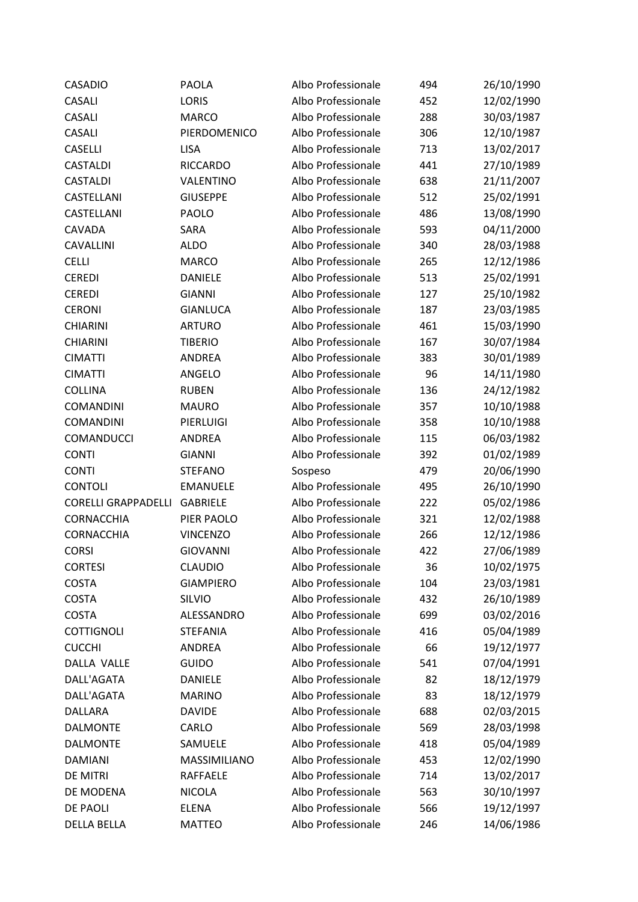| CASADIO | PAOLA | Albo Professionale | 494 | 26/10/1990 |
|---|---|---|---|---|
| CASALI | LORIS | Albo Professionale | 452 | 12/02/1990 |
| CASALI | MARCO | Albo Professionale | 288 | 30/03/1987 |
| CASALI | PIERDOMENICO | Albo Professionale | 306 | 12/10/1987 |
| CASELLI | LISA | Albo Professionale | 713 | 13/02/2017 |
| CASTALDI | RICCARDO | Albo Professionale | 441 | 27/10/1989 |
| CASTALDI | VALENTINO | Albo Professionale | 638 | 21/11/2007 |
| CASTELLANI | GIUSEPPE | Albo Professionale | 512 | 25/02/1991 |
| CASTELLANI | PAOLO | Albo Professionale | 486 | 13/08/1990 |
| CAVADA | SARA | Albo Professionale | 593 | 04/11/2000 |
| CAVALLINI | ALDO | Albo Professionale | 340 | 28/03/1988 |
| CELLI | MARCO | Albo Professionale | 265 | 12/12/1986 |
| CEREDI | DANIELE | Albo Professionale | 513 | 25/02/1991 |
| CEREDI | GIANNI | Albo Professionale | 127 | 25/10/1982 |
| CERONI | GIANLUCA | Albo Professionale | 187 | 23/03/1985 |
| CHIARINI | ARTURO | Albo Professionale | 461 | 15/03/1990 |
| CHIARINI | TIBERIO | Albo Professionale | 167 | 30/07/1984 |
| CIMATTI | ANDREA | Albo Professionale | 383 | 30/01/1989 |
| CIMATTI | ANGELO | Albo Professionale | 96 | 14/11/1980 |
| COLLINA | RUBEN | Albo Professionale | 136 | 24/12/1982 |
| COMANDINI | MAURO | Albo Professionale | 357 | 10/10/1988 |
| COMANDINI | PIERLUIGI | Albo Professionale | 358 | 10/10/1988 |
| COMANDUCCI | ANDREA | Albo Professionale | 115 | 06/03/1982 |
| CONTI | GIANNI | Albo Professionale | 392 | 01/02/1989 |
| CONTI | STEFANO | Sospeso | 479 | 20/06/1990 |
| CONTOLI | EMANUELE | Albo Professionale | 495 | 26/10/1990 |
| CORELLI GRAPPADELLI | GABRIELE | Albo Professionale | 222 | 05/02/1986 |
| CORNACCHIA | PIER PAOLO | Albo Professionale | 321 | 12/02/1988 |
| CORNACCHIA | VINCENZO | Albo Professionale | 266 | 12/12/1986 |
| CORSI | GIOVANNI | Albo Professionale | 422 | 27/06/1989 |
| CORTESI | CLAUDIO | Albo Professionale | 36 | 10/02/1975 |
| COSTA | GIAMPIERO | Albo Professionale | 104 | 23/03/1981 |
| COSTA | SILVIO | Albo Professionale | 432 | 26/10/1989 |
| COSTA | ALESSANDRO | Albo Professionale | 699 | 03/02/2016 |
| COTTIGNOLI | STEFANIA | Albo Professionale | 416 | 05/04/1989 |
| CUCCHI | ANDREA | Albo Professionale | 66 | 19/12/1977 |
| DALLA VALLE | GUIDO | Albo Professionale | 541 | 07/04/1991 |
| DALL'AGATA | DANIELE | Albo Professionale | 82 | 18/12/1979 |
| DALL'AGATA | MARINO | Albo Professionale | 83 | 18/12/1979 |
| DALLARA | DAVIDE | Albo Professionale | 688 | 02/03/2015 |
| DALMONTE | CARLO | Albo Professionale | 569 | 28/03/1998 |
| DALMONTE | SAMUELE | Albo Professionale | 418 | 05/04/1989 |
| DAMIANI | MASSIMILIANO | Albo Professionale | 453 | 12/02/1990 |
| DE MITRI | RAFFAELE | Albo Professionale | 714 | 13/02/2017 |
| DE MODENA | NICOLA | Albo Professionale | 563 | 30/10/1997 |
| DE PAOLI | ELENA | Albo Professionale | 566 | 19/12/1997 |
| DELLA BELLA | MATTEO | Albo Professionale | 246 | 14/06/1986 |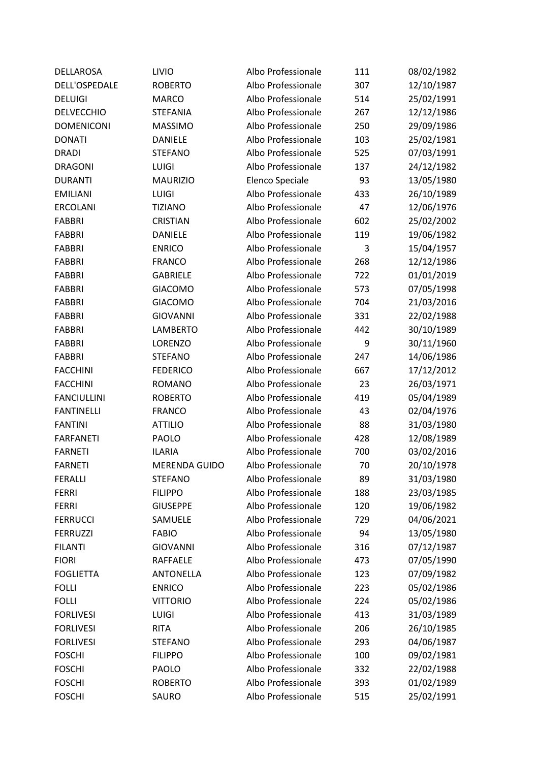| | | | | |
|---|---|---|---|---|
| DELLAROSA | LIVIO | Albo Professionale | 111 | 08/02/1982 |
| DELL'OSPEDALE | ROBERTO | Albo Professionale | 307 | 12/10/1987 |
| DELUIGI | MARCO | Albo Professionale | 514 | 25/02/1991 |
| DELVECCHIO | STEFANIA | Albo Professionale | 267 | 12/12/1986 |
| DOMENICONI | MASSIMO | Albo Professionale | 250 | 29/09/1986 |
| DONATI | DANIELE | Albo Professionale | 103 | 25/02/1981 |
| DRADI | STEFANO | Albo Professionale | 525 | 07/03/1991 |
| DRAGONI | LUIGI | Albo Professionale | 137 | 24/12/1982 |
| DURANTI | MAURIZIO | Elenco Speciale | 93 | 13/05/1980 |
| EMILIANI | LUIGI | Albo Professionale | 433 | 26/10/1989 |
| ERCOLANI | TIZIANO | Albo Professionale | 47 | 12/06/1976 |
| FABBRI | CRISTIAN | Albo Professionale | 602 | 25/02/2002 |
| FABBRI | DANIELE | Albo Professionale | 119 | 19/06/1982 |
| FABBRI | ENRICO | Albo Professionale | 3 | 15/04/1957 |
| FABBRI | FRANCO | Albo Professionale | 268 | 12/12/1986 |
| FABBRI | GABRIELE | Albo Professionale | 722 | 01/01/2019 |
| FABBRI | GIACOMO | Albo Professionale | 573 | 07/05/1998 |
| FABBRI | GIACOMO | Albo Professionale | 704 | 21/03/2016 |
| FABBRI | GIOVANNI | Albo Professionale | 331 | 22/02/1988 |
| FABBRI | LAMBERTO | Albo Professionale | 442 | 30/10/1989 |
| FABBRI | LORENZO | Albo Professionale | 9 | 30/11/1960 |
| FABBRI | STEFANO | Albo Professionale | 247 | 14/06/1986 |
| FACCHINI | FEDERICO | Albo Professionale | 667 | 17/12/2012 |
| FACCHINI | ROMANO | Albo Professionale | 23 | 26/03/1971 |
| FANCIULLINI | ROBERTO | Albo Professionale | 419 | 05/04/1989 |
| FANTINELLI | FRANCO | Albo Professionale | 43 | 02/04/1976 |
| FANTINI | ATTILIO | Albo Professionale | 88 | 31/03/1980 |
| FARFANETI | PAOLO | Albo Professionale | 428 | 12/08/1989 |
| FARNETI | ILARIA | Albo Professionale | 700 | 03/02/2016 |
| FARNETI | MERENDA GUIDO | Albo Professionale | 70 | 20/10/1978 |
| FERALLI | STEFANO | Albo Professionale | 89 | 31/03/1980 |
| FERRI | FILIPPO | Albo Professionale | 188 | 23/03/1985 |
| FERRI | GIUSEPPE | Albo Professionale | 120 | 19/06/1982 |
| FERRUCCI | SAMUELE | Albo Professionale | 729 | 04/06/2021 |
| FERRUZZI | FABIO | Albo Professionale | 94 | 13/05/1980 |
| FILANTI | GIOVANNI | Albo Professionale | 316 | 07/12/1987 |
| FIORI | RAFFAELE | Albo Professionale | 473 | 07/05/1990 |
| FOGLIETTA | ANTONELLA | Albo Professionale | 123 | 07/09/1982 |
| FOLLI | ENRICO | Albo Professionale | 223 | 05/02/1986 |
| FOLLI | VITTORIO | Albo Professionale | 224 | 05/02/1986 |
| FORLIVESI | LUIGI | Albo Professionale | 413 | 31/03/1989 |
| FORLIVESI | RITA | Albo Professionale | 206 | 26/10/1985 |
| FORLIVESI | STEFANO | Albo Professionale | 293 | 04/06/1987 |
| FOSCHI | FILIPPO | Albo Professionale | 100 | 09/02/1981 |
| FOSCHI | PAOLO | Albo Professionale | 332 | 22/02/1988 |
| FOSCHI | ROBERTO | Albo Professionale | 393 | 01/02/1989 |
| FOSCHI | SAURO | Albo Professionale | 515 | 25/02/1991 |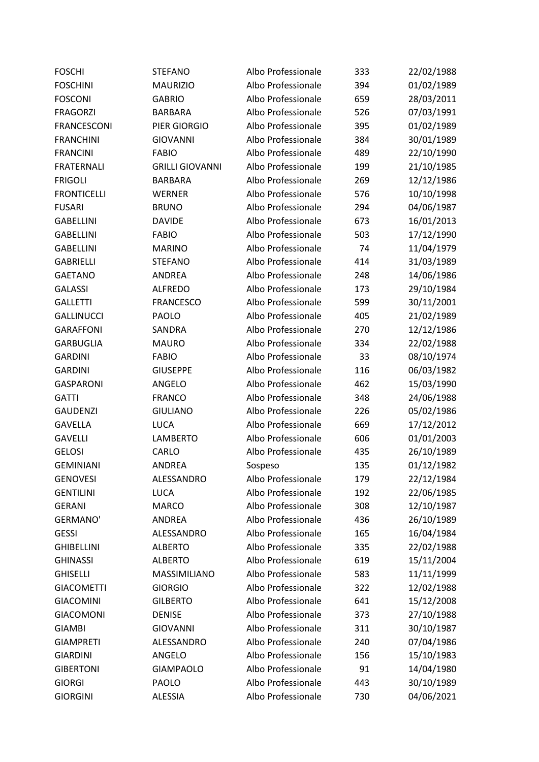| FOSCHI | STEFANO | Albo Professionale | 333 | 22/02/1988 |
|---|---|---|---|---|
| FOSCHINI | MAURIZIO | Albo Professionale | 394 | 01/02/1989 |
| FOSCONI | GABRIO | Albo Professionale | 659 | 28/03/2011 |
| FRAGORZI | BARBARA | Albo Professionale | 526 | 07/03/1991 |
| FRANCESCONI | PIER GIORGIO | Albo Professionale | 395 | 01/02/1989 |
| FRANCHINI | GIOVANNI | Albo Professionale | 384 | 30/01/1989 |
| FRANCINI | FABIO | Albo Professionale | 489 | 22/10/1990 |
| FRATERNALI | GRILLI GIOVANNI | Albo Professionale | 199 | 21/10/1985 |
| FRIGOLI | BARBARA | Albo Professionale | 269 | 12/12/1986 |
| FRONTICELLI | WERNER | Albo Professionale | 576 | 10/10/1998 |
| FUSARI | BRUNO | Albo Professionale | 294 | 04/06/1987 |
| GABELLINI | DAVIDE | Albo Professionale | 673 | 16/01/2013 |
| GABELLINI | FABIO | Albo Professionale | 503 | 17/12/1990 |
| GABELLINI | MARINO | Albo Professionale | 74 | 11/04/1979 |
| GABRIELLI | STEFANO | Albo Professionale | 414 | 31/03/1989 |
| GAETANO | ANDREA | Albo Professionale | 248 | 14/06/1986 |
| GALASSI | ALFREDO | Albo Professionale | 173 | 29/10/1984 |
| GALLETTI | FRANCESCO | Albo Professionale | 599 | 30/11/2001 |
| GALLINUCCI | PAOLO | Albo Professionale | 405 | 21/02/1989 |
| GARAFFONI | SANDRA | Albo Professionale | 270 | 12/12/1986 |
| GARBUGLIA | MAURO | Albo Professionale | 334 | 22/02/1988 |
| GARDINI | FABIO | Albo Professionale | 33 | 08/10/1974 |
| GARDINI | GIUSEPPE | Albo Professionale | 116 | 06/03/1982 |
| GASPARONI | ANGELO | Albo Professionale | 462 | 15/03/1990 |
| GATTI | FRANCO | Albo Professionale | 348 | 24/06/1988 |
| GAUDENZI | GIULIANO | Albo Professionale | 226 | 05/02/1986 |
| GAVELLA | LUCA | Albo Professionale | 669 | 17/12/2012 |
| GAVELLI | LAMBERTO | Albo Professionale | 606 | 01/01/2003 |
| GELOSI | CARLO | Albo Professionale | 435 | 26/10/1989 |
| GEMINIANI | ANDREA | Sospeso | 135 | 01/12/1982 |
| GENOVESI | ALESSANDRO | Albo Professionale | 179 | 22/12/1984 |
| GENTILINI | LUCA | Albo Professionale | 192 | 22/06/1985 |
| GERANI | MARCO | Albo Professionale | 308 | 12/10/1987 |
| GERMANO' | ANDREA | Albo Professionale | 436 | 26/10/1989 |
| GESSI | ALESSANDRO | Albo Professionale | 165 | 16/04/1984 |
| GHIBELLINI | ALBERTO | Albo Professionale | 335 | 22/02/1988 |
| GHINASSI | ALBERTO | Albo Professionale | 619 | 15/11/2004 |
| GHISELLI | MASSIMILIANO | Albo Professionale | 583 | 11/11/1999 |
| GIACOMETTI | GIORGIO | Albo Professionale | 322 | 12/02/1988 |
| GIACOMINI | GILBERTO | Albo Professionale | 641 | 15/12/2008 |
| GIACOMONI | DENISE | Albo Professionale | 373 | 27/10/1988 |
| GIAMBI | GIOVANNI | Albo Professionale | 311 | 30/10/1987 |
| GIAMPRETI | ALESSANDRO | Albo Professionale | 240 | 07/04/1986 |
| GIARDINI | ANGELO | Albo Professionale | 156 | 15/10/1983 |
| GIBERTONI | GIAMPAOLO | Albo Professionale | 91 | 14/04/1980 |
| GIORGI | PAOLO | Albo Professionale | 443 | 30/10/1989 |
| GIORGINI | ALESSIA | Albo Professionale | 730 | 04/06/2021 |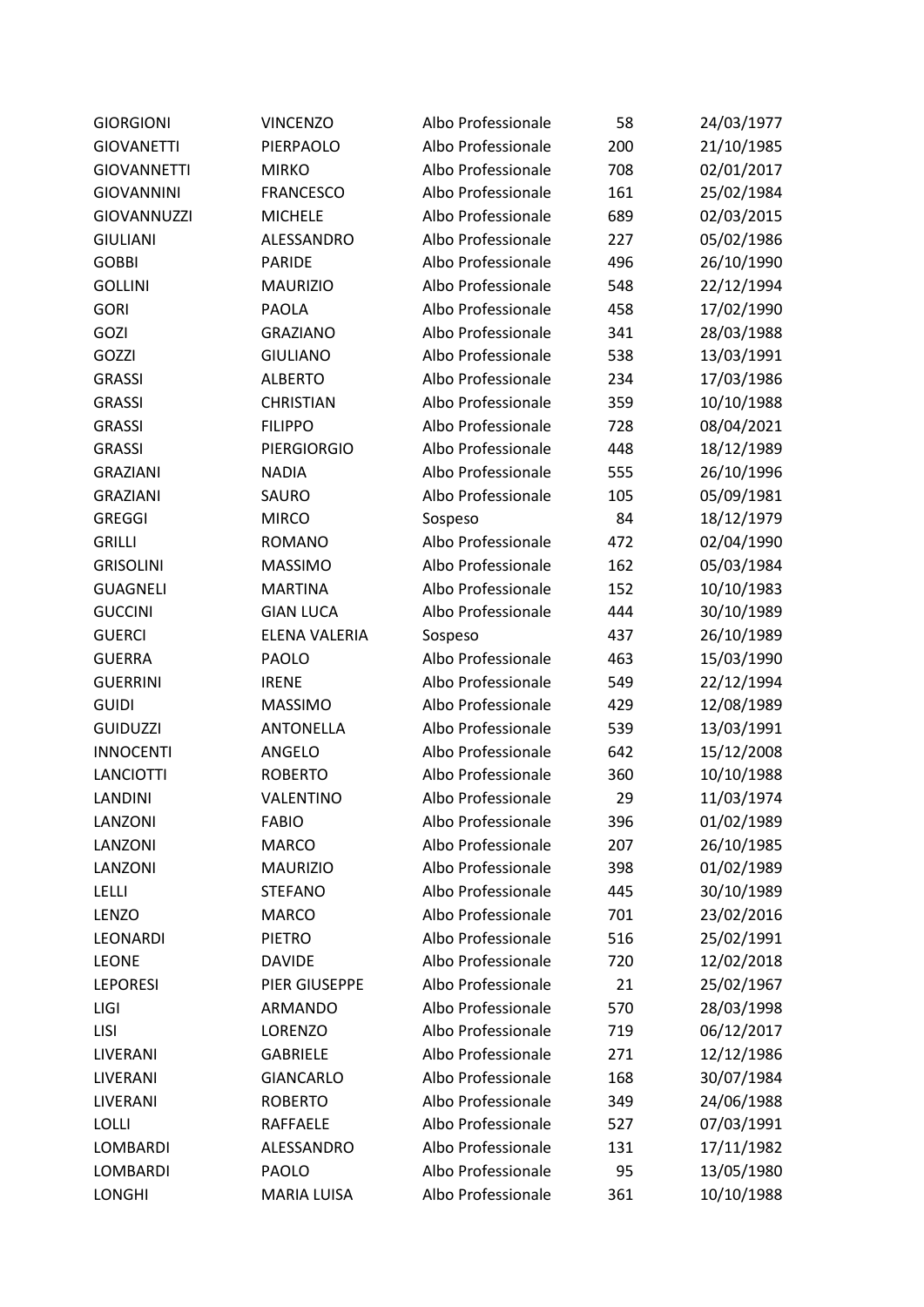| | | | | |
|---|---|---|---|---|
| GIORGIONI | VINCENZO | Albo Professionale | 58 | 24/03/1977 |
| GIOVANETTI | PIERPAOLO | Albo Professionale | 200 | 21/10/1985 |
| GIOVANNETTI | MIRKO | Albo Professionale | 708 | 02/01/2017 |
| GIOVANNINI | FRANCESCO | Albo Professionale | 161 | 25/02/1984 |
| GIOVANNUZZI | MICHELE | Albo Professionale | 689 | 02/03/2015 |
| GIULIANI | ALESSANDRO | Albo Professionale | 227 | 05/02/1986 |
| GOBBI | PARIDE | Albo Professionale | 496 | 26/10/1990 |
| GOLLINI | MAURIZIO | Albo Professionale | 548 | 22/12/1994 |
| GORI | PAOLA | Albo Professionale | 458 | 17/02/1990 |
| GOZI | GRAZIANO | Albo Professionale | 341 | 28/03/1988 |
| GOZZI | GIULIANO | Albo Professionale | 538 | 13/03/1991 |
| GRASSI | ALBERTO | Albo Professionale | 234 | 17/03/1986 |
| GRASSI | CHRISTIAN | Albo Professionale | 359 | 10/10/1988 |
| GRASSI | FILIPPO | Albo Professionale | 728 | 08/04/2021 |
| GRASSI | PIERGIORGIO | Albo Professionale | 448 | 18/12/1989 |
| GRAZIANI | NADIA | Albo Professionale | 555 | 26/10/1996 |
| GRAZIANI | SAURO | Albo Professionale | 105 | 05/09/1981 |
| GREGGI | MIRCO | Sospeso | 84 | 18/12/1979 |
| GRILLI | ROMANO | Albo Professionale | 472 | 02/04/1990 |
| GRISOLINI | MASSIMO | Albo Professionale | 162 | 05/03/1984 |
| GUAGNELI | MARTINA | Albo Professionale | 152 | 10/10/1983 |
| GUCCINI | GIAN LUCA | Albo Professionale | 444 | 30/10/1989 |
| GUERCI | ELENA VALERIA | Sospeso | 437 | 26/10/1989 |
| GUERRA | PAOLO | Albo Professionale | 463 | 15/03/1990 |
| GUERRINI | IRENE | Albo Professionale | 549 | 22/12/1994 |
| GUIDI | MASSIMO | Albo Professionale | 429 | 12/08/1989 |
| GUIDUZZI | ANTONELLA | Albo Professionale | 539 | 13/03/1991 |
| INNOCENTI | ANGELO | Albo Professionale | 642 | 15/12/2008 |
| LANCIOTTI | ROBERTO | Albo Professionale | 360 | 10/10/1988 |
| LANDINI | VALENTINO | Albo Professionale | 29 | 11/03/1974 |
| LANZONI | FABIO | Albo Professionale | 396 | 01/02/1989 |
| LANZONI | MARCO | Albo Professionale | 207 | 26/10/1985 |
| LANZONI | MAURIZIO | Albo Professionale | 398 | 01/02/1989 |
| LELLI | STEFANO | Albo Professionale | 445 | 30/10/1989 |
| LENZO | MARCO | Albo Professionale | 701 | 23/02/2016 |
| LEONARDI | PIETRO | Albo Professionale | 516 | 25/02/1991 |
| LEONE | DAVIDE | Albo Professionale | 720 | 12/02/2018 |
| LEPORESI | PIER GIUSEPPE | Albo Professionale | 21 | 25/02/1967 |
| LIGI | ARMANDO | Albo Professionale | 570 | 28/03/1998 |
| LISI | LORENZO | Albo Professionale | 719 | 06/12/2017 |
| LIVERANI | GABRIELE | Albo Professionale | 271 | 12/12/1986 |
| LIVERANI | GIANCARLO | Albo Professionale | 168 | 30/07/1984 |
| LIVERANI | ROBERTO | Albo Professionale | 349 | 24/06/1988 |
| LOLLI | RAFFAELE | Albo Professionale | 527 | 07/03/1991 |
| LOMBARDI | ALESSANDRO | Albo Professionale | 131 | 17/11/1982 |
| LOMBARDI | PAOLO | Albo Professionale | 95 | 13/05/1980 |
| LONGHI | MARIA LUISA | Albo Professionale | 361 | 10/10/1988 |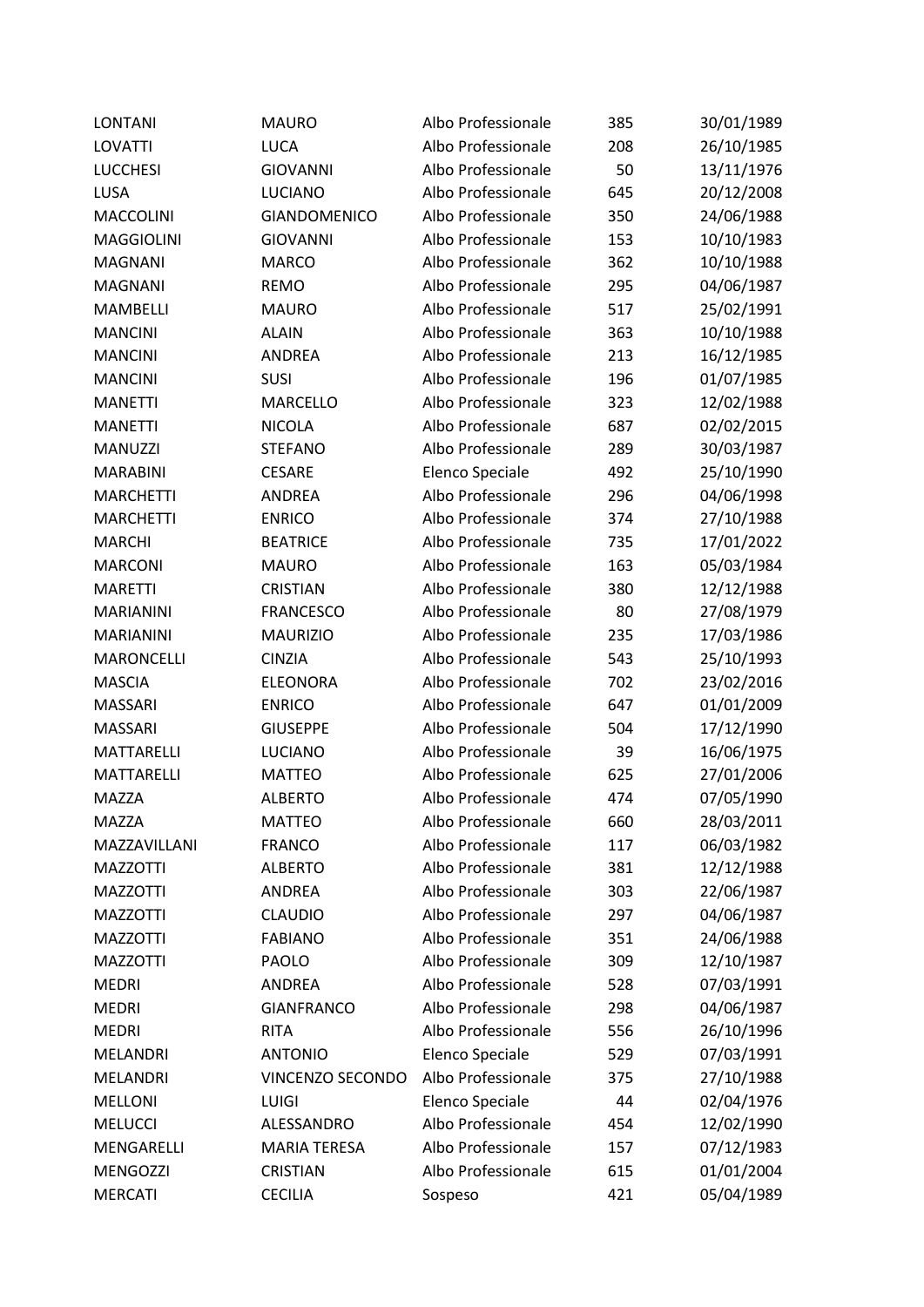| | | | | |
|---|---|---|---|---|
| LONTANI | MAURO | Albo Professionale | 385 | 30/01/1989 |
| LOVATTI | LUCA | Albo Professionale | 208 | 26/10/1985 |
| LUCCHESI | GIOVANNI | Albo Professionale | 50 | 13/11/1976 |
| LUSA | LUCIANO | Albo Professionale | 645 | 20/12/2008 |
| MACCOLINI | GIANDOMENICO | Albo Professionale | 350 | 24/06/1988 |
| MAGGIOLINI | GIOVANNI | Albo Professionale | 153 | 10/10/1983 |
| MAGNANI | MARCO | Albo Professionale | 362 | 10/10/1988 |
| MAGNANI | REMO | Albo Professionale | 295 | 04/06/1987 |
| MAMBELLI | MAURO | Albo Professionale | 517 | 25/02/1991 |
| MANCINI | ALAIN | Albo Professionale | 363 | 10/10/1988 |
| MANCINI | ANDREA | Albo Professionale | 213 | 16/12/1985 |
| MANCINI | SUSI | Albo Professionale | 196 | 01/07/1985 |
| MANETTI | MARCELLO | Albo Professionale | 323 | 12/02/1988 |
| MANETTI | NICOLA | Albo Professionale | 687 | 02/02/2015 |
| MANUZZI | STEFANO | Albo Professionale | 289 | 30/03/1987 |
| MARABINI | CESARE | Elenco Speciale | 492 | 25/10/1990 |
| MARCHETTI | ANDREA | Albo Professionale | 296 | 04/06/1998 |
| MARCHETTI | ENRICO | Albo Professionale | 374 | 27/10/1988 |
| MARCHI | BEATRICE | Albo Professionale | 735 | 17/01/2022 |
| MARCONI | MAURO | Albo Professionale | 163 | 05/03/1984 |
| MARETTI | CRISTIAN | Albo Professionale | 380 | 12/12/1988 |
| MARIANINI | FRANCESCO | Albo Professionale | 80 | 27/08/1979 |
| MARIANINI | MAURIZIO | Albo Professionale | 235 | 17/03/1986 |
| MARONCELLI | CINZIA | Albo Professionale | 543 | 25/10/1993 |
| MASCIA | ELEONORA | Albo Professionale | 702 | 23/02/2016 |
| MASSARI | ENRICO | Albo Professionale | 647 | 01/01/2009 |
| MASSARI | GIUSEPPE | Albo Professionale | 504 | 17/12/1990 |
| MATTARELLI | LUCIANO | Albo Professionale | 39 | 16/06/1975 |
| MATTARELLI | MATTEO | Albo Professionale | 625 | 27/01/2006 |
| MAZZA | ALBERTO | Albo Professionale | 474 | 07/05/1990 |
| MAZZA | MATTEO | Albo Professionale | 660 | 28/03/2011 |
| MAZZAVILLANI | FRANCO | Albo Professionale | 117 | 06/03/1982 |
| MAZZOTTI | ALBERTO | Albo Professionale | 381 | 12/12/1988 |
| MAZZOTTI | ANDREA | Albo Professionale | 303 | 22/06/1987 |
| MAZZOTTI | CLAUDIO | Albo Professionale | 297 | 04/06/1987 |
| MAZZOTTI | FABIANO | Albo Professionale | 351 | 24/06/1988 |
| MAZZOTTI | PAOLO | Albo Professionale | 309 | 12/10/1987 |
| MEDRI | ANDREA | Albo Professionale | 528 | 07/03/1991 |
| MEDRI | GIANFRANCO | Albo Professionale | 298 | 04/06/1987 |
| MEDRI | RITA | Albo Professionale | 556 | 26/10/1996 |
| MELANDRI | ANTONIO | Elenco Speciale | 529 | 07/03/1991 |
| MELANDRI | VINCENZO SECONDO | Albo Professionale | 375 | 27/10/1988 |
| MELLONI | LUIGI | Elenco Speciale | 44 | 02/04/1976 |
| MELUCCI | ALESSANDRO | Albo Professionale | 454 | 12/02/1990 |
| MENGARELLI | MARIA TERESA | Albo Professionale | 157 | 07/12/1983 |
| MENGOZZI | CRISTIAN | Albo Professionale | 615 | 01/01/2004 |
| MERCATI | CECILIA | Sospeso | 421 | 05/04/1989 |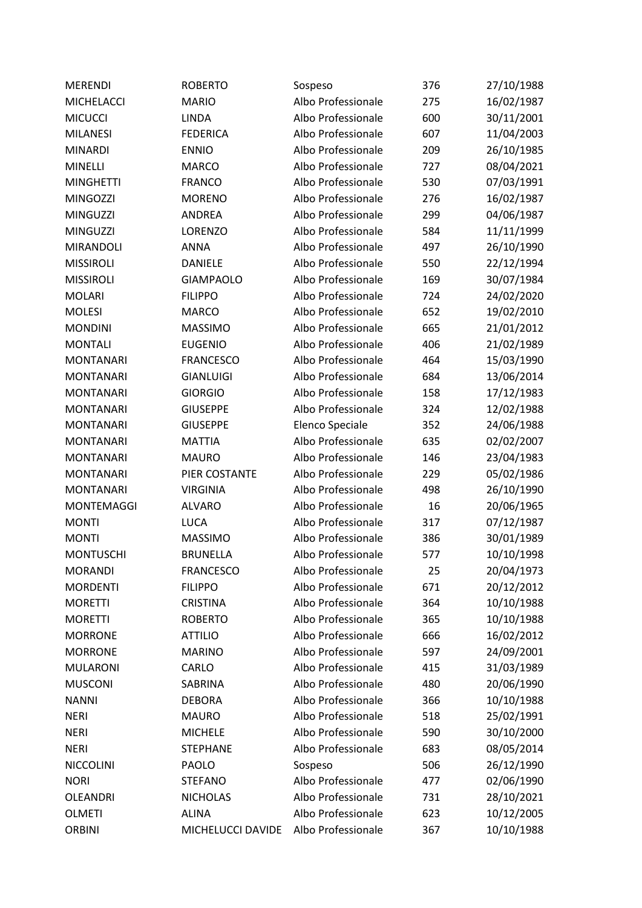| | | | | |
|---|---|---|---|---|
| MERENDI | ROBERTO | Sospeso | 376 | 27/10/1988 |
| MICHELACCI | MARIO | Albo Professionale | 275 | 16/02/1987 |
| MICUCCI | LINDA | Albo Professionale | 600 | 30/11/2001 |
| MILANESI | FEDERICA | Albo Professionale | 607 | 11/04/2003 |
| MINARDI | ENNIO | Albo Professionale | 209 | 26/10/1985 |
| MINELLI | MARCO | Albo Professionale | 727 | 08/04/2021 |
| MINGHETTI | FRANCO | Albo Professionale | 530 | 07/03/1991 |
| MINGOZZI | MORENO | Albo Professionale | 276 | 16/02/1987 |
| MINGUZZI | ANDREA | Albo Professionale | 299 | 04/06/1987 |
| MINGUZZI | LORENZO | Albo Professionale | 584 | 11/11/1999 |
| MIRANDOLI | ANNA | Albo Professionale | 497 | 26/10/1990 |
| MISSIROLI | DANIELE | Albo Professionale | 550 | 22/12/1994 |
| MISSIROLI | GIAMPAOLO | Albo Professionale | 169 | 30/07/1984 |
| MOLARI | FILIPPO | Albo Professionale | 724 | 24/02/2020 |
| MOLESI | MARCO | Albo Professionale | 652 | 19/02/2010 |
| MONDINI | MASSIMO | Albo Professionale | 665 | 21/01/2012 |
| MONTALI | EUGENIO | Albo Professionale | 406 | 21/02/1989 |
| MONTANARI | FRANCESCO | Albo Professionale | 464 | 15/03/1990 |
| MONTANARI | GIANLUIGI | Albo Professionale | 684 | 13/06/2014 |
| MONTANARI | GIORGIO | Albo Professionale | 158 | 17/12/1983 |
| MONTANARI | GIUSEPPE | Albo Professionale | 324 | 12/02/1988 |
| MONTANARI | GIUSEPPE | Elenco Speciale | 352 | 24/06/1988 |
| MONTANARI | MATTIA | Albo Professionale | 635 | 02/02/2007 |
| MONTANARI | MAURO | Albo Professionale | 146 | 23/04/1983 |
| MONTANARI | PIER COSTANTE | Albo Professionale | 229 | 05/02/1986 |
| MONTANARI | VIRGINIA | Albo Professionale | 498 | 26/10/1990 |
| MONTEMAGGI | ALVARO | Albo Professionale | 16 | 20/06/1965 |
| MONTI | LUCA | Albo Professionale | 317 | 07/12/1987 |
| MONTI | MASSIMO | Albo Professionale | 386 | 30/01/1989 |
| MONTUSCHI | BRUNELLA | Albo Professionale | 577 | 10/10/1998 |
| MORANDI | FRANCESCO | Albo Professionale | 25 | 20/04/1973 |
| MORDENTI | FILIPPO | Albo Professionale | 671 | 20/12/2012 |
| MORETTI | CRISTINA | Albo Professionale | 364 | 10/10/1988 |
| MORETTI | ROBERTO | Albo Professionale | 365 | 10/10/1988 |
| MORRONE | ATTILIO | Albo Professionale | 666 | 16/02/2012 |
| MORRONE | MARINO | Albo Professionale | 597 | 24/09/2001 |
| MULARONI | CARLO | Albo Professionale | 415 | 31/03/1989 |
| MUSCONI | SABRINA | Albo Professionale | 480 | 20/06/1990 |
| NANNI | DEBORA | Albo Professionale | 366 | 10/10/1988 |
| NERI | MAURO | Albo Professionale | 518 | 25/02/1991 |
| NERI | MICHELE | Albo Professionale | 590 | 30/10/2000 |
| NERI | STEPHANE | Albo Professionale | 683 | 08/05/2014 |
| NICCOLINI | PAOLO | Sospeso | 506 | 26/12/1990 |
| NORI | STEFANO | Albo Professionale | 477 | 02/06/1990 |
| OLEANDRI | NICHOLAS | Albo Professionale | 731 | 28/10/2021 |
| OLMETI | ALINA | Albo Professionale | 623 | 10/12/2005 |
| ORBINI | MICHELUCCI DAVIDE | Albo Professionale | 367 | 10/10/1988 |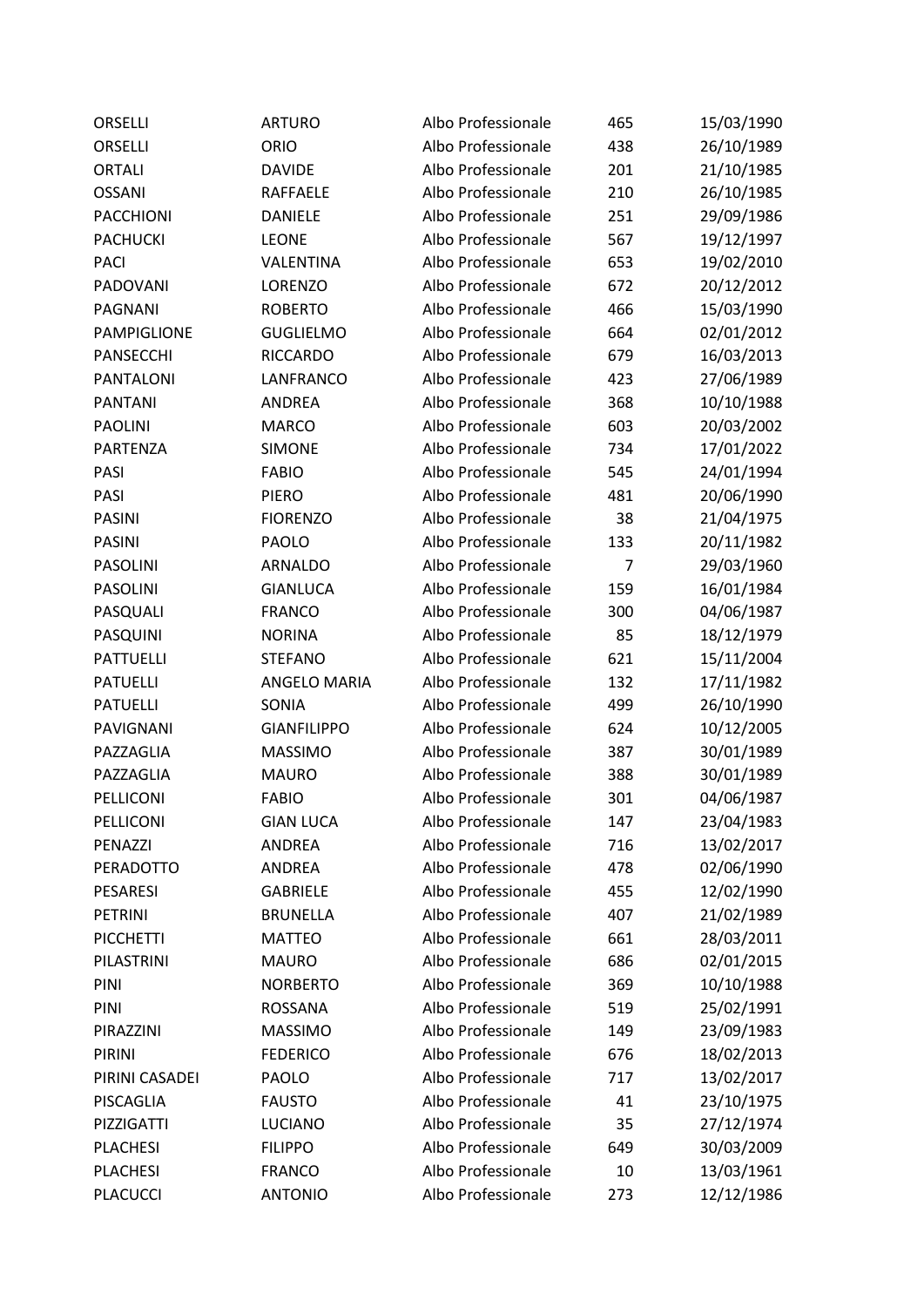| | | | | |
|---|---|---|---|---|
| ORSELLI | ARTURO | Albo Professionale | 465 | 15/03/1990 |
| ORSELLI | ORIO | Albo Professionale | 438 | 26/10/1989 |
| ORTALI | DAVIDE | Albo Professionale | 201 | 21/10/1985 |
| OSSANI | RAFFAELE | Albo Professionale | 210 | 26/10/1985 |
| PACCHIONI | DANIELE | Albo Professionale | 251 | 29/09/1986 |
| PACHUCKI | LEONE | Albo Professionale | 567 | 19/12/1997 |
| PACI | VALENTINA | Albo Professionale | 653 | 19/02/2010 |
| PADOVANI | LORENZO | Albo Professionale | 672 | 20/12/2012 |
| PAGNANI | ROBERTO | Albo Professionale | 466 | 15/03/1990 |
| PAMPIGLIONE | GUGLIELMO | Albo Professionale | 664 | 02/01/2012 |
| PANSECCHI | RICCARDO | Albo Professionale | 679 | 16/03/2013 |
| PANTALONI | LANFRANCO | Albo Professionale | 423 | 27/06/1989 |
| PANTANI | ANDREA | Albo Professionale | 368 | 10/10/1988 |
| PAOLINI | MARCO | Albo Professionale | 603 | 20/03/2002 |
| PARTENZA | SIMONE | Albo Professionale | 734 | 17/01/2022 |
| PASI | FABIO | Albo Professionale | 545 | 24/01/1994 |
| PASI | PIERO | Albo Professionale | 481 | 20/06/1990 |
| PASINI | FIORENZO | Albo Professionale | 38 | 21/04/1975 |
| PASINI | PAOLO | Albo Professionale | 133 | 20/11/1982 |
| PASOLINI | ARNALDO | Albo Professionale | 7 | 29/03/1960 |
| PASOLINI | GIANLUCA | Albo Professionale | 159 | 16/01/1984 |
| PASQUALI | FRANCO | Albo Professionale | 300 | 04/06/1987 |
| PASQUINI | NORINA | Albo Professionale | 85 | 18/12/1979 |
| PATTUELLI | STEFANO | Albo Professionale | 621 | 15/11/2004 |
| PATUELLI | ANGELO MARIA | Albo Professionale | 132 | 17/11/1982 |
| PATUELLI | SONIA | Albo Professionale | 499 | 26/10/1990 |
| PAVIGNANI | GIANFILIPPO | Albo Professionale | 624 | 10/12/2005 |
| PAZZAGLIA | MASSIMO | Albo Professionale | 387 | 30/01/1989 |
| PAZZAGLIA | MAURO | Albo Professionale | 388 | 30/01/1989 |
| PELLICONI | FABIO | Albo Professionale | 301 | 04/06/1987 |
| PELLICONI | GIAN LUCA | Albo Professionale | 147 | 23/04/1983 |
| PENAZZI | ANDREA | Albo Professionale | 716 | 13/02/2017 |
| PERADOTTO | ANDREA | Albo Professionale | 478 | 02/06/1990 |
| PESARESI | GABRIELE | Albo Professionale | 455 | 12/02/1990 |
| PETRINI | BRUNELLA | Albo Professionale | 407 | 21/02/1989 |
| PICCHETTI | MATTEO | Albo Professionale | 661 | 28/03/2011 |
| PILASTRINI | MAURO | Albo Professionale | 686 | 02/01/2015 |
| PINI | NORBERTO | Albo Professionale | 369 | 10/10/1988 |
| PINI | ROSSANA | Albo Professionale | 519 | 25/02/1991 |
| PIRAZZINI | MASSIMO | Albo Professionale | 149 | 23/09/1983 |
| PIRINI | FEDERICO | Albo Professionale | 676 | 18/02/2013 |
| PIRINI CASADEI | PAOLO | Albo Professionale | 717 | 13/02/2017 |
| PISCAGLIA | FAUSTO | Albo Professionale | 41 | 23/10/1975 |
| PIZZIGATTI | LUCIANO | Albo Professionale | 35 | 27/12/1974 |
| PLACHESI | FILIPPO | Albo Professionale | 649 | 30/03/2009 |
| PLACHESI | FRANCO | Albo Professionale | 10 | 13/03/1961 |
| PLACUCCI | ANTONIO | Albo Professionale | 273 | 12/12/1986 |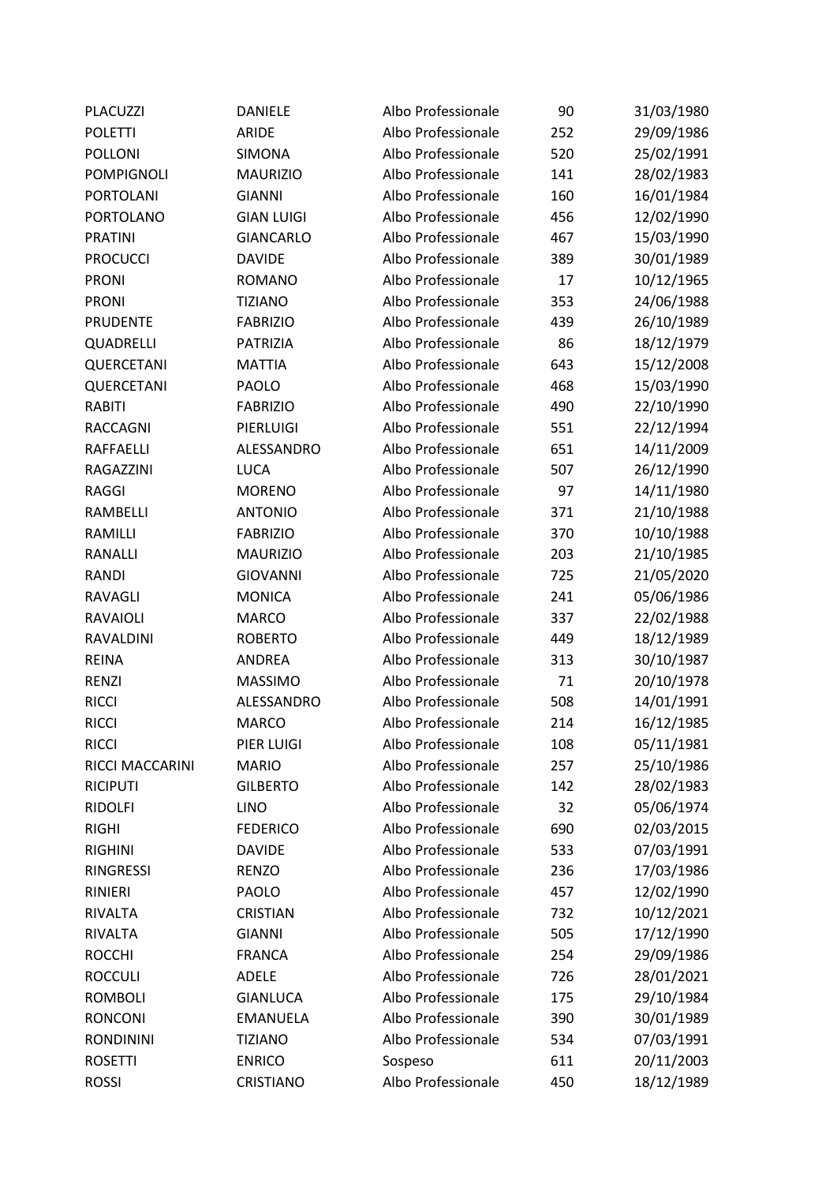| | | | | |
|---|---|---|---|---|
| PLACUZZI | DANIELE | Albo Professionale | 90 | 31/03/1980 |
| POLETTI | ARIDE | Albo Professionale | 252 | 29/09/1986 |
| POLLONI | SIMONA | Albo Professionale | 520 | 25/02/1991 |
| POMPIGNOLI | MAURIZIO | Albo Professionale | 141 | 28/02/1983 |
| PORTOLANI | GIANNI | Albo Professionale | 160 | 16/01/1984 |
| PORTOLANO | GIAN LUIGI | Albo Professionale | 456 | 12/02/1990 |
| PRATINI | GIANCARLO | Albo Professionale | 467 | 15/03/1990 |
| PROCUCCI | DAVIDE | Albo Professionale | 389 | 30/01/1989 |
| PRONI | ROMANO | Albo Professionale | 17 | 10/12/1965 |
| PRONI | TIZIANO | Albo Professionale | 353 | 24/06/1988 |
| PRUDENTE | FABRIZIO | Albo Professionale | 439 | 26/10/1989 |
| QUADRELLI | PATRIZIA | Albo Professionale | 86 | 18/12/1979 |
| QUERCETANI | MATTIA | Albo Professionale | 643 | 15/12/2008 |
| QUERCETANI | PAOLO | Albo Professionale | 468 | 15/03/1990 |
| RABITI | FABRIZIO | Albo Professionale | 490 | 22/10/1990 |
| RACCAGNI | PIERLUIGI | Albo Professionale | 551 | 22/12/1994 |
| RAFFAELLI | ALESSANDRO | Albo Professionale | 651 | 14/11/2009 |
| RAGAZZINI | LUCA | Albo Professionale | 507 | 26/12/1990 |
| RAGGI | MORENO | Albo Professionale | 97 | 14/11/1980 |
| RAMBELLI | ANTONIO | Albo Professionale | 371 | 21/10/1988 |
| RAMILLI | FABRIZIO | Albo Professionale | 370 | 10/10/1988 |
| RANALLI | MAURIZIO | Albo Professionale | 203 | 21/10/1985 |
| RANDI | GIOVANNI | Albo Professionale | 725 | 21/05/2020 |
| RAVAGLI | MONICA | Albo Professionale | 241 | 05/06/1986 |
| RAVAIOLI | MARCO | Albo Professionale | 337 | 22/02/1988 |
| RAVALDINI | ROBERTO | Albo Professionale | 449 | 18/12/1989 |
| REINA | ANDREA | Albo Professionale | 313 | 30/10/1987 |
| RENZI | MASSIMO | Albo Professionale | 71 | 20/10/1978 |
| RICCI | ALESSANDRO | Albo Professionale | 508 | 14/01/1991 |
| RICCI | MARCO | Albo Professionale | 214 | 16/12/1985 |
| RICCI | PIER LUIGI | Albo Professionale | 108 | 05/11/1981 |
| RICCI MACCARINI | MARIO | Albo Professionale | 257 | 25/10/1986 |
| RICIPUTI | GILBERTO | Albo Professionale | 142 | 28/02/1983 |
| RIDOLFI | LINO | Albo Professionale | 32 | 05/06/1974 |
| RIGHI | FEDERICO | Albo Professionale | 690 | 02/03/2015 |
| RIGHINI | DAVIDE | Albo Professionale | 533 | 07/03/1991 |
| RINGRESSI | RENZO | Albo Professionale | 236 | 17/03/1986 |
| RINIERI | PAOLO | Albo Professionale | 457 | 12/02/1990 |
| RIVALTA | CRISTIAN | Albo Professionale | 732 | 10/12/2021 |
| RIVALTA | GIANNI | Albo Professionale | 505 | 17/12/1990 |
| ROCCHI | FRANCA | Albo Professionale | 254 | 29/09/1986 |
| ROCCULI | ADELE | Albo Professionale | 726 | 28/01/2021 |
| ROMBOLI | GIANLUCA | Albo Professionale | 175 | 29/10/1984 |
| RONCONI | EMANUELA | Albo Professionale | 390 | 30/01/1989 |
| RONDININI | TIZIANO | Albo Professionale | 534 | 07/03/1991 |
| ROSETTI | ENRICO | Sospeso | 611 | 20/11/2003 |
| ROSSI | CRISTIANO | Albo Professionale | 450 | 18/12/1989 |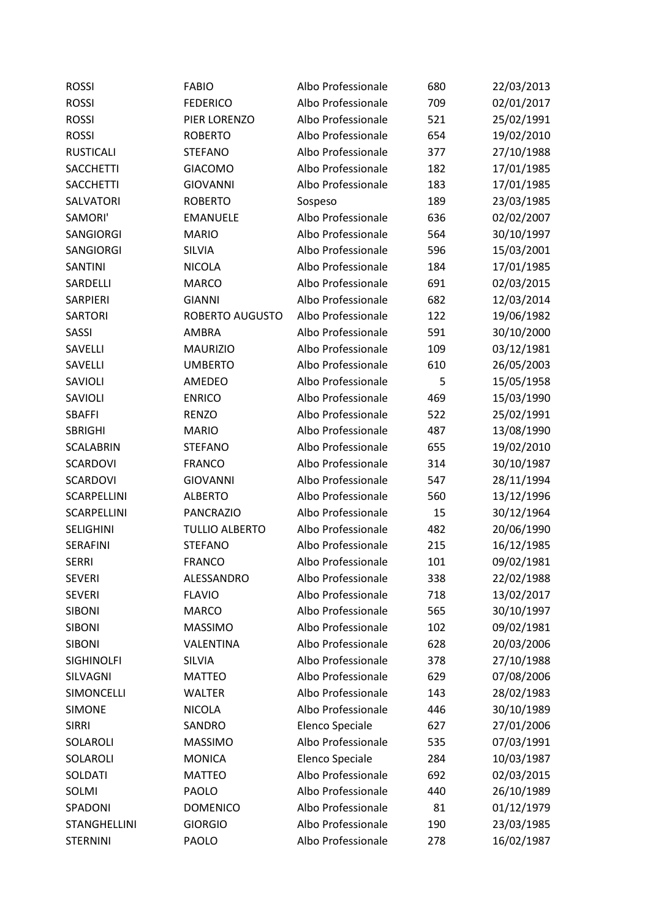| ROSSI | FABIO | Albo Professionale | 680 | 22/03/2013 |
|---|---|---|---|---|
| ROSSI | FEDERICO | Albo Professionale | 709 | 02/01/2017 |
| ROSSI | PIER LORENZO | Albo Professionale | 521 | 25/02/1991 |
| ROSSI | ROBERTO | Albo Professionale | 654 | 19/02/2010 |
| RUSTICALI | STEFANO | Albo Professionale | 377 | 27/10/1988 |
| SACCHETTI | GIACOMO | Albo Professionale | 182 | 17/01/1985 |
| SACCHETTI | GIOVANNI | Albo Professionale | 183 | 17/01/1985 |
| SALVATORI | ROBERTO | Sospeso | 189 | 23/03/1985 |
| SAMORI' | EMANUELE | Albo Professionale | 636 | 02/02/2007 |
| SANGIORGI | MARIO | Albo Professionale | 564 | 30/10/1997 |
| SANGIORGI | SILVIA | Albo Professionale | 596 | 15/03/2001 |
| SANTINI | NICOLA | Albo Professionale | 184 | 17/01/1985 |
| SARDELLI | MARCO | Albo Professionale | 691 | 02/03/2015 |
| SARPIERI | GIANNI | Albo Professionale | 682 | 12/03/2014 |
| SARTORI | ROBERTO AUGUSTO | Albo Professionale | 122 | 19/06/1982 |
| SASSI | AMBRA | Albo Professionale | 591 | 30/10/2000 |
| SAVELLI | MAURIZIO | Albo Professionale | 109 | 03/12/1981 |
| SAVELLI | UMBERTO | Albo Professionale | 610 | 26/05/2003 |
| SAVIOLI | AMEDEO | Albo Professionale | 5 | 15/05/1958 |
| SAVIOLI | ENRICO | Albo Professionale | 469 | 15/03/1990 |
| SBAFFI | RENZO | Albo Professionale | 522 | 25/02/1991 |
| SBRIGHI | MARIO | Albo Professionale | 487 | 13/08/1990 |
| SCALABRIN | STEFANO | Albo Professionale | 655 | 19/02/2010 |
| SCARDOVI | FRANCO | Albo Professionale | 314 | 30/10/1987 |
| SCARDOVI | GIOVANNI | Albo Professionale | 547 | 28/11/1994 |
| SCARPELLINI | ALBERTO | Albo Professionale | 560 | 13/12/1996 |
| SCARPELLINI | PANCRAZIO | Albo Professionale | 15 | 30/12/1964 |
| SELIGHINI | TULLIO ALBERTO | Albo Professionale | 482 | 20/06/1990 |
| SERAFINI | STEFANO | Albo Professionale | 215 | 16/12/1985 |
| SERRI | FRANCO | Albo Professionale | 101 | 09/02/1981 |
| SEVERI | ALESSANDRO | Albo Professionale | 338 | 22/02/1988 |
| SEVERI | FLAVIO | Albo Professionale | 718 | 13/02/2017 |
| SIBONI | MARCO | Albo Professionale | 565 | 30/10/1997 |
| SIBONI | MASSIMO | Albo Professionale | 102 | 09/02/1981 |
| SIBONI | VALENTINA | Albo Professionale | 628 | 20/03/2006 |
| SIGHINOLFI | SILVIA | Albo Professionale | 378 | 27/10/1988 |
| SILVAGNI | MATTEO | Albo Professionale | 629 | 07/08/2006 |
| SIMONCELLI | WALTER | Albo Professionale | 143 | 28/02/1983 |
| SIMONE | NICOLA | Albo Professionale | 446 | 30/10/1989 |
| SIRRI | SANDRO | Elenco Speciale | 627 | 27/01/2006 |
| SOLAROLI | MASSIMO | Albo Professionale | 535 | 07/03/1991 |
| SOLAROLI | MONICA | Elenco Speciale | 284 | 10/03/1987 |
| SOLDATI | MATTEO | Albo Professionale | 692 | 02/03/2015 |
| SOLMI | PAOLO | Albo Professionale | 440 | 26/10/1989 |
| SPADONI | DOMENICO | Albo Professionale | 81 | 01/12/1979 |
| STANGHELLINI | GIORGIO | Albo Professionale | 190 | 23/03/1985 |
| STERNINI | PAOLO | Albo Professionale | 278 | 16/02/1987 |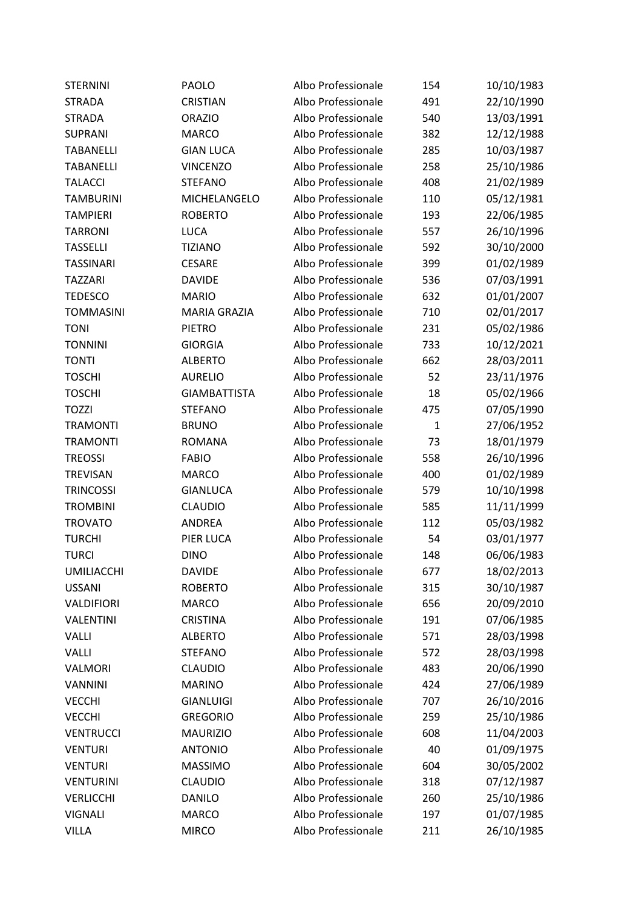| | | | | |
|---|---|---|---|---|
| STERNINI | PAOLO | Albo Professionale | 154 | 10/10/1983 |
| STRADA | CRISTIAN | Albo Professionale | 491 | 22/10/1990 |
| STRADA | ORAZIO | Albo Professionale | 540 | 13/03/1991 |
| SUPRANI | MARCO | Albo Professionale | 382 | 12/12/1988 |
| TABANELLI | GIAN LUCA | Albo Professionale | 285 | 10/03/1987 |
| TABANELLI | VINCENZO | Albo Professionale | 258 | 25/10/1986 |
| TALACCI | STEFANO | Albo Professionale | 408 | 21/02/1989 |
| TAMBURINI | MICHELANGELO | Albo Professionale | 110 | 05/12/1981 |
| TAMPIERI | ROBERTO | Albo Professionale | 193 | 22/06/1985 |
| TARRONI | LUCA | Albo Professionale | 557 | 26/10/1996 |
| TASSELLI | TIZIANO | Albo Professionale | 592 | 30/10/2000 |
| TASSINARI | CESARE | Albo Professionale | 399 | 01/02/1989 |
| TAZZARI | DAVIDE | Albo Professionale | 536 | 07/03/1991 |
| TEDESCO | MARIO | Albo Professionale | 632 | 01/01/2007 |
| TOMMASINI | MARIA GRAZIA | Albo Professionale | 710 | 02/01/2017 |
| TONI | PIETRO | Albo Professionale | 231 | 05/02/1986 |
| TONNINI | GIORGIA | Albo Professionale | 733 | 10/12/2021 |
| TONTI | ALBERTO | Albo Professionale | 662 | 28/03/2011 |
| TOSCHI | AURELIO | Albo Professionale | 52 | 23/11/1976 |
| TOSCHI | GIAMBATTISTA | Albo Professionale | 18 | 05/02/1966 |
| TOZZI | STEFANO | Albo Professionale | 475 | 07/05/1990 |
| TRAMONTI | BRUNO | Albo Professionale | 1 | 27/06/1952 |
| TRAMONTI | ROMANA | Albo Professionale | 73 | 18/01/1979 |
| TREOSSI | FABIO | Albo Professionale | 558 | 26/10/1996 |
| TREVISAN | MARCO | Albo Professionale | 400 | 01/02/1989 |
| TRINCOSSI | GIANLUCA | Albo Professionale | 579 | 10/10/1998 |
| TROMBINI | CLAUDIO | Albo Professionale | 585 | 11/11/1999 |
| TROVATO | ANDREA | Albo Professionale | 112 | 05/03/1982 |
| TURCHI | PIER LUCA | Albo Professionale | 54 | 03/01/1977 |
| TURCI | DINO | Albo Professionale | 148 | 06/06/1983 |
| UMILIACCHI | DAVIDE | Albo Professionale | 677 | 18/02/2013 |
| USSANI | ROBERTO | Albo Professionale | 315 | 30/10/1987 |
| VALDIFIORI | MARCO | Albo Professionale | 656 | 20/09/2010 |
| VALENTINI | CRISTINA | Albo Professionale | 191 | 07/06/1985 |
| VALLI | ALBERTO | Albo Professionale | 571 | 28/03/1998 |
| VALLI | STEFANO | Albo Professionale | 572 | 28/03/1998 |
| VALMORI | CLAUDIO | Albo Professionale | 483 | 20/06/1990 |
| VANNINI | MARINO | Albo Professionale | 424 | 27/06/1989 |
| VECCHI | GIANLUIGI | Albo Professionale | 707 | 26/10/2016 |
| VECCHI | GREGORIO | Albo Professionale | 259 | 25/10/1986 |
| VENTRUCCI | MAURIZIO | Albo Professionale | 608 | 11/04/2003 |
| VENTURI | ANTONIO | Albo Professionale | 40 | 01/09/1975 |
| VENTURI | MASSIMO | Albo Professionale | 604 | 30/05/2002 |
| VENTURINI | CLAUDIO | Albo Professionale | 318 | 07/12/1987 |
| VERLICCHI | DANILO | Albo Professionale | 260 | 25/10/1986 |
| VIGNALI | MARCO | Albo Professionale | 197 | 01/07/1985 |
| VILLA | MIRCO | Albo Professionale | 211 | 26/10/1985 |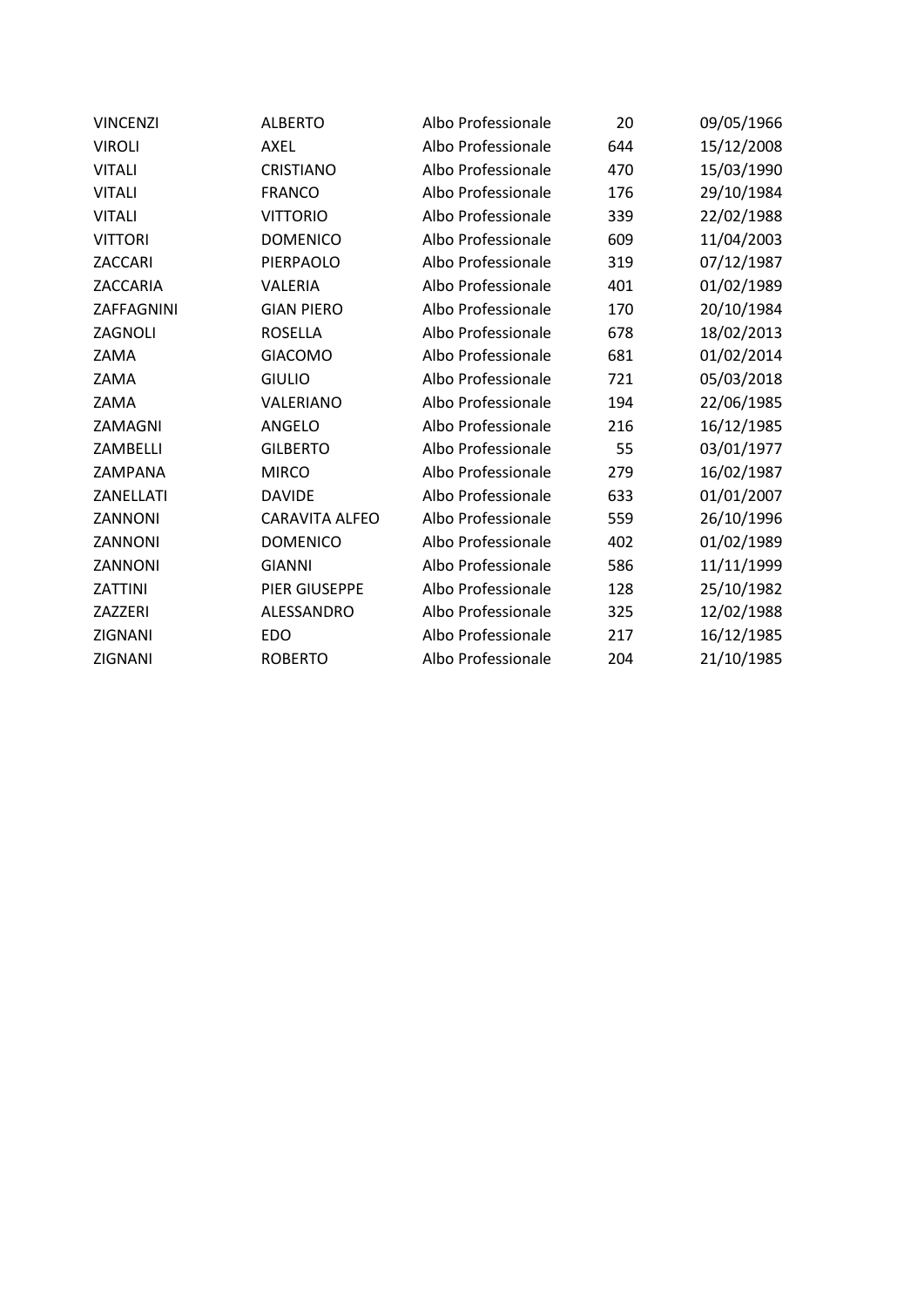| | | | | |
|---|---|---|---|---|
| VINCENZI | ALBERTO | Albo Professionale | 20 | 09/05/1966 |
| VIROLI | AXEL | Albo Professionale | 644 | 15/12/2008 |
| VITALI | CRISTIANO | Albo Professionale | 470 | 15/03/1990 |
| VITALI | FRANCO | Albo Professionale | 176 | 29/10/1984 |
| VITALI | VITTORIO | Albo Professionale | 339 | 22/02/1988 |
| VITTORI | DOMENICO | Albo Professionale | 609 | 11/04/2003 |
| ZACCARI | PIERPAOLO | Albo Professionale | 319 | 07/12/1987 |
| ZACCARIA | VALERIA | Albo Professionale | 401 | 01/02/1989 |
| ZAFFAGNINI | GIAN PIERO | Albo Professionale | 170 | 20/10/1984 |
| ZAGNOLI | ROSELLA | Albo Professionale | 678 | 18/02/2013 |
| ZAMA | GIACOMO | Albo Professionale | 681 | 01/02/2014 |
| ZAMA | GIULIO | Albo Professionale | 721 | 05/03/2018 |
| ZAMA | VALERIANO | Albo Professionale | 194 | 22/06/1985 |
| ZAMAGNI | ANGELO | Albo Professionale | 216 | 16/12/1985 |
| ZAMBELLI | GILBERTO | Albo Professionale | 55 | 03/01/1977 |
| ZAMPANA | MIRCO | Albo Professionale | 279 | 16/02/1987 |
| ZANELLATI | DAVIDE | Albo Professionale | 633 | 01/01/2007 |
| ZANNONI | CARAVITA ALFEO | Albo Professionale | 559 | 26/10/1996 |
| ZANNONI | DOMENICO | Albo Professionale | 402 | 01/02/1989 |
| ZANNONI | GIANNI | Albo Professionale | 586 | 11/11/1999 |
| ZATTINI | PIER GIUSEPPE | Albo Professionale | 128 | 25/10/1982 |
| ZAZZERI | ALESSANDRO | Albo Professionale | 325 | 12/02/1988 |
| ZIGNANI | EDO | Albo Professionale | 217 | 16/12/1985 |
| ZIGNANI | ROBERTO | Albo Professionale | 204 | 21/10/1985 |